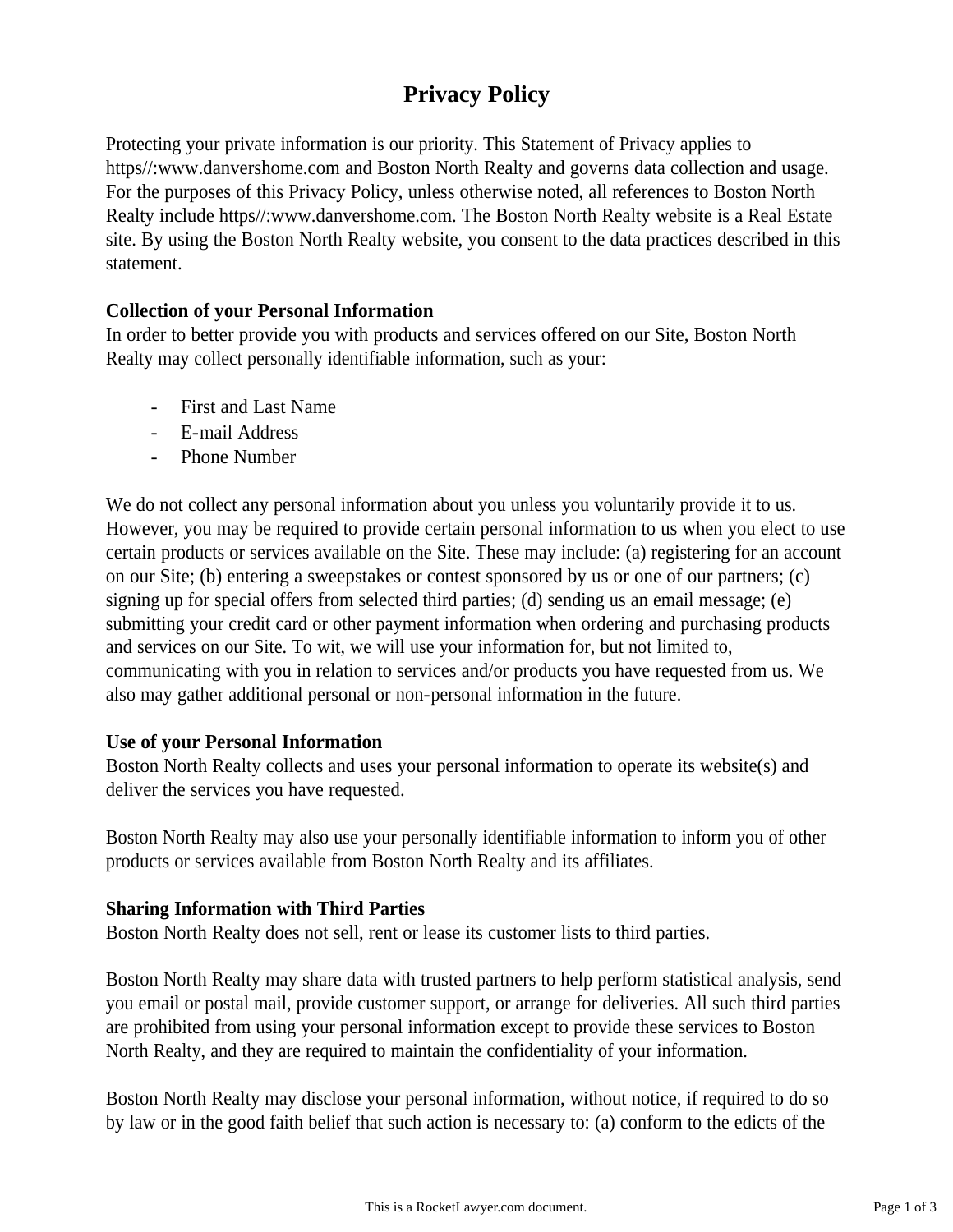# Privacy Policy

Protecting your private information is our priority. This Statement of Privacy applies to https//:www.danvershome.com and Boston North Realty and governs data collection and usage. For the purposes of this Privacy Policy, unless otherwise noted, all references to Boston North Realty include https//:www.danvershome.com. The Boston North Realty website is a Real Estate site. By using the Boston North Realty website, you consent to the data practices described in this statement.

**Collection of your Personal Information**

In order to better provide you with products and services offered on our Site, Boston North Realty may collect personally identifiable information, such as your:

- First and Last Name
- E-mail Address
- Phone Number

We do not collect any personal information about you unless you voluntarily provide it to us. However, you may be required to provide certain personal information to us when you elect to use certain products or services available on the Site. These may include: (a) registering for an account on our Site; (b) entering a sweepstakes or contest sponsored by us or one of our partners; (c) signing up for special offers from selected third parties; (d) sending us an email message; (e) submitting your credit card or other payment information when ordering and purchasing products and services on our Site. To wit, we will use your information for, but not limited to, communicating with you in relation to services and/or products you have requested from us. We also may gather additional personal or non-personal information in the future.

**Use of your Personal Information**

Boston North Realty collects and uses your personal information to operate its website(s) and deliver the services you have requested.

Boston North Realty may also use your personally identifiable information to inform you of other products or services available from Boston North Realty and its affiliates.

**Sharing Information with Third Parties**

Boston North Realty does not sell, rent or lease its customer lists to third parties.

Boston North Realty may share data with trusted partners to help perform statistical analysis, send you email or postal mail, provide customer support, or arrange for deliveries. All such third parties are prohibited from using your personal information except to provide these services to Boston North Realty, and they are required to maintain the confidentiality of your information.

Boston North Realty may disclose your personal information, without notice, if required to do so by law or in the good faith belief that such action is necessary to: (a) conform to the edicts of the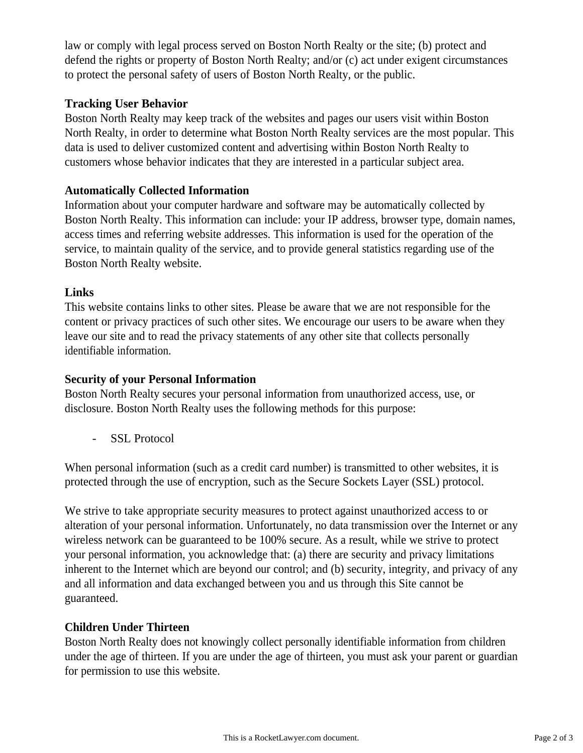law or comply with legal process served on Boston North Realty or the site; (b) protect and defend the rights or property of Boston North Realty; and/or (c) act under exigent circumstances to protect the personal safety of users of Boston North Realty, or the public.

**Tracking User Behavior**
Boston North Realty may keep track of the websites and pages our users visit within Boston North Realty, in order to determine what Boston North Realty services are the most popular. This data is used to deliver customized content and advertising within Boston North Realty to customers whose behavior indicates that they are interested in a particular subject area.

**Automatically Collected Information**
Information about your computer hardware and software may be automatically collected by Boston North Realty. This information can include: your IP address, browser type, domain names, access times and referring website addresses. This information is used for the operation of the service, to maintain quality of the service, and to provide general statistics regarding use of the Boston North Realty website.

**Links**
This website contains links to other sites. Please be aware that we are not responsible for the content or privacy practices of such other sites. We encourage our users to be aware when they leave our site and to read the privacy statements of any other site that collects personally identifiable information.

**Security of your Personal Information**
Boston North Realty secures your personal information from unauthorized access, use, or disclosure. Boston North Realty uses the following methods for this purpose:

- SSL Protocol

When personal information (such as a credit card number) is transmitted to other websites, it is protected through the use of encryption, such as the Secure Sockets Layer (SSL) protocol.

We strive to take appropriate security measures to protect against unauthorized access to or alteration of your personal information. Unfortunately, no data transmission over the Internet or any wireless network can be guaranteed to be 100% secure. As a result, while we strive to protect your personal information, you acknowledge that: (a) there are security and privacy limitations inherent to the Internet which are beyond our control; and (b) security, integrity, and privacy of any and all information and data exchanged between you and us through this Site cannot be guaranteed.

**Children Under Thirteen**
Boston North Realty does not knowingly collect personally identifiable information from children under the age of thirteen. If you are under the age of thirteen, you must ask your parent or guardian for permission to use this website.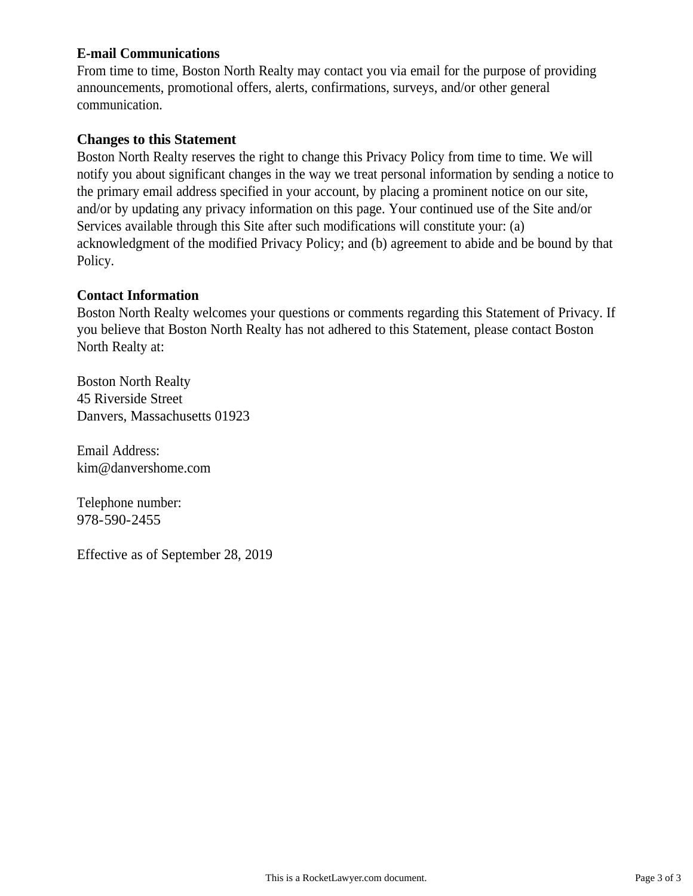**E-mail Communications**

From time to time, Boston North Realty may contact you via email for the purpose of providing announcements, promotional offers, alerts, confirmations, surveys, and/or other general communication.

**Changes to this Statement**

Boston North Realty reserves the right to change this Privacy Policy from time to time. We will notify you about significant changes in the way we treat personal information by sending a notice to the primary email address specified in your account, by placing a prominent notice on our site, and/or by updating any privacy information on this page. Your continued use of the Site and/or Services available through this Site after such modifications will constitute your: (a) acknowledgment of the modified Privacy Policy; and (b) agreement to abide and be bound by that Policy.

**Contact Information**

Boston North Realty welcomes your questions or comments regarding this Statement of Privacy. If you believe that Boston North Realty has not adhered to this Statement, please contact Boston North Realty at:

Boston North Realty
45 Riverside Street
Danvers, Massachusetts 01923

Email Address:
kim@danvershome.com

Telephone number:
978-590-2455

Effective as of September 28, 2019

This is a RocketLawyer.com document.